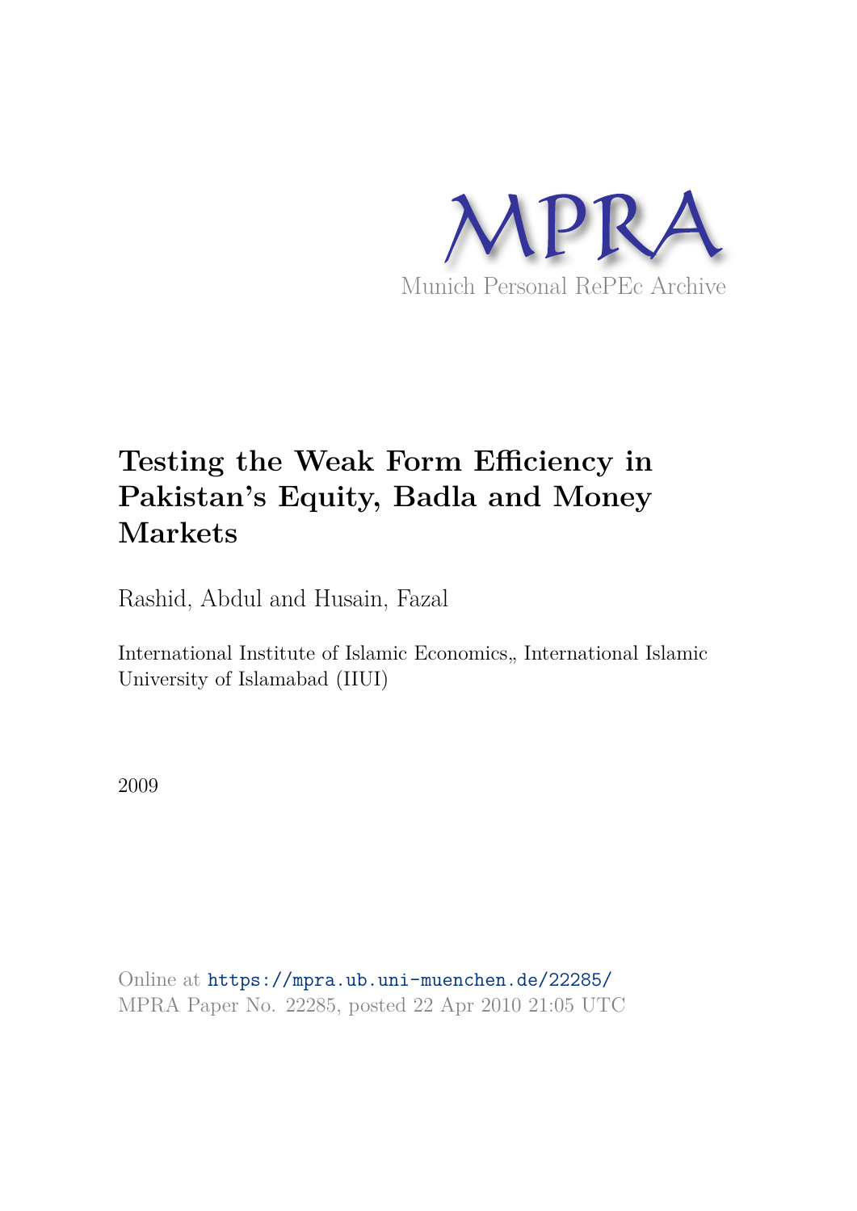MPRA

Munich Personal RePEc Archive

# Testing the Weak Form Efficiency in Pakistan's Equity, Badla and Money Markets

Rashid, Abdul and Husain, Fazal

International Institute of Islamic Economics,, International Islamic University of Islamabad (IIUI)

2009

Online at https://mpra.ub.uni-muenchen.de/22285/
MPRA Paper No. 22285, posted 22 Apr 2010 21:05 UTC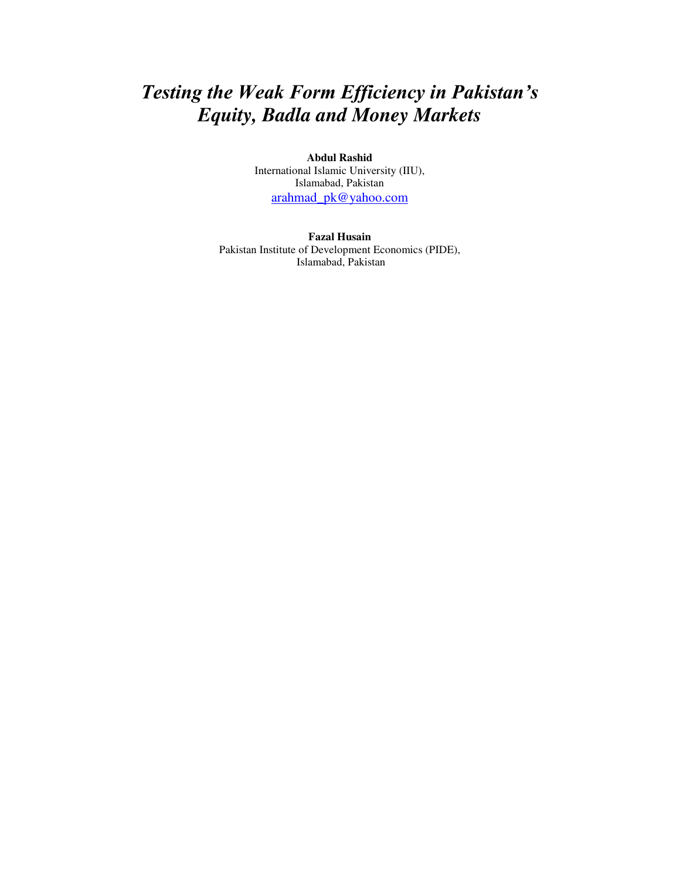# *Testing the Weak Form Efficiency in Pakistan's Equity, Badla and Money Markets*

**Abdul Rashid**
International Islamic University (IIU),
Islamabad, Pakistan
arahmad_pk@yahoo.com

**Fazal Husain**
Pakistan Institute of Development Economics (PIDE),
Islamabad, Pakistan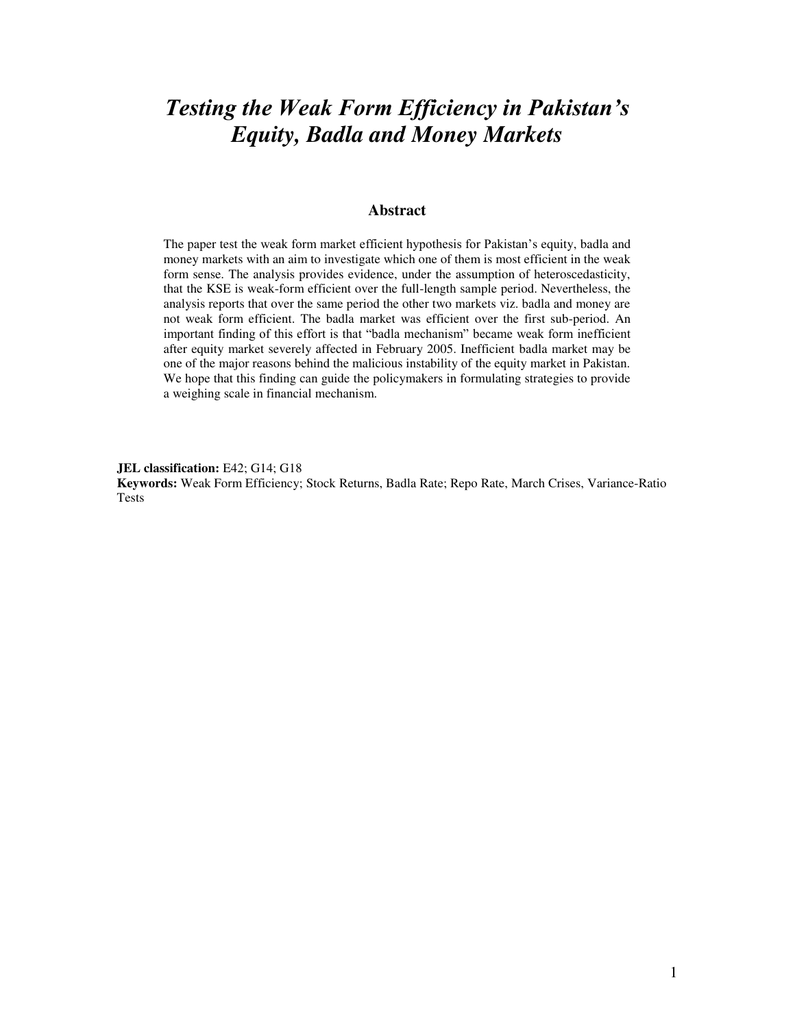# *Testing the Weak Form Efficiency in Pakistan's Equity, Badla and Money Markets*

## Abstract

The paper test the weak form market efficient hypothesis for Pakistan's equity, badla and money markets with an aim to investigate which one of them is most efficient in the weak form sense. The analysis provides evidence, under the assumption of heteroscedasticity, that the KSE is weak-form efficient over the full-length sample period. Nevertheless, the analysis reports that over the same period the other two markets viz. badla and money are not weak form efficient. The badla market was efficient over the first sub-period. An important finding of this effort is that "badla mechanism" became weak form inefficient after equity market severely affected in February 2005. Inefficient badla market may be one of the major reasons behind the malicious instability of the equity market in Pakistan. We hope that this finding can guide the policymakers in formulating strategies to provide a weighing scale in financial mechanism.

**JEL classification:** E42; G14; G18
**Keywords:** Weak Form Efficiency; Stock Returns, Badla Rate; Repo Rate, March Crises, Variance-Ratio Tests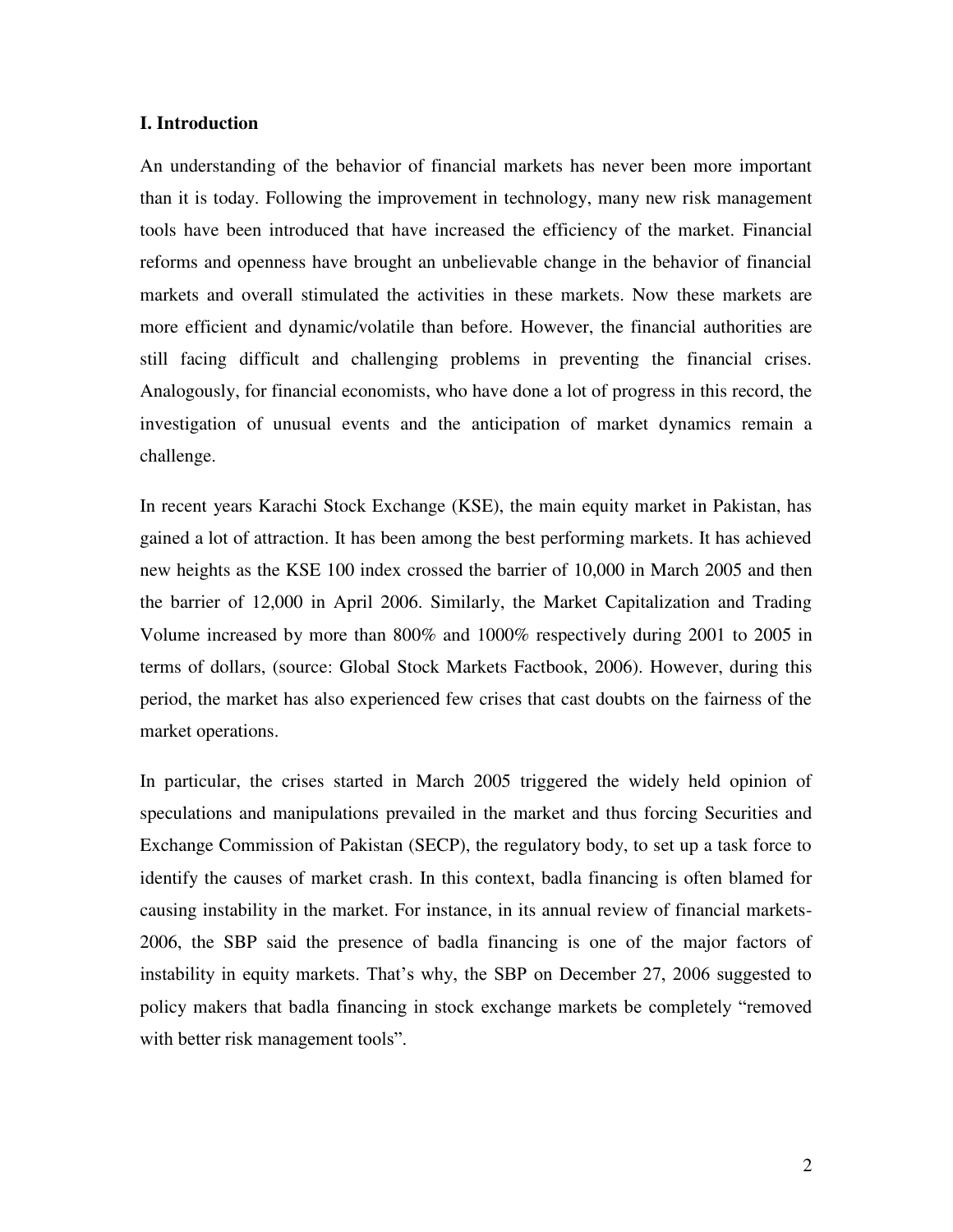### I. Introduction

An understanding of the behavior of financial markets has never been more important than it is today. Following the improvement in technology, many new risk management tools have been introduced that have increased the efficiency of the market. Financial reforms and openness have brought an unbelievable change in the behavior of financial markets and overall stimulated the activities in these markets. Now these markets are more efficient and dynamic/volatile than before. However, the financial authorities are still facing difficult and challenging problems in preventing the financial crises. Analogously, for financial economists, who have done a lot of progress in this record, the investigation of unusual events and the anticipation of market dynamics remain a challenge.

In recent years Karachi Stock Exchange (KSE), the main equity market in Pakistan, has gained a lot of attraction. It has been among the best performing markets. It has achieved new heights as the KSE 100 index crossed the barrier of 10,000 in March 2005 and then the barrier of 12,000 in April 2006. Similarly, the Market Capitalization and Trading Volume increased by more than 800% and 1000% respectively during 2001 to 2005 in terms of dollars, (source: Global Stock Markets Factbook, 2006). However, during this period, the market has also experienced few crises that cast doubts on the fairness of the market operations.

In particular, the crises started in March 2005 triggered the widely held opinion of speculations and manipulations prevailed in the market and thus forcing Securities and Exchange Commission of Pakistan (SECP), the regulatory body, to set up a task force to identify the causes of market crash. In this context, badla financing is often blamed for causing instability in the market. For instance, in its annual review of financial markets-2006, the SBP said the presence of badla financing is one of the major factors of instability in equity markets. That's why, the SBP on December 27, 2006 suggested to policy makers that badla financing in stock exchange markets be completely "removed with better risk management tools".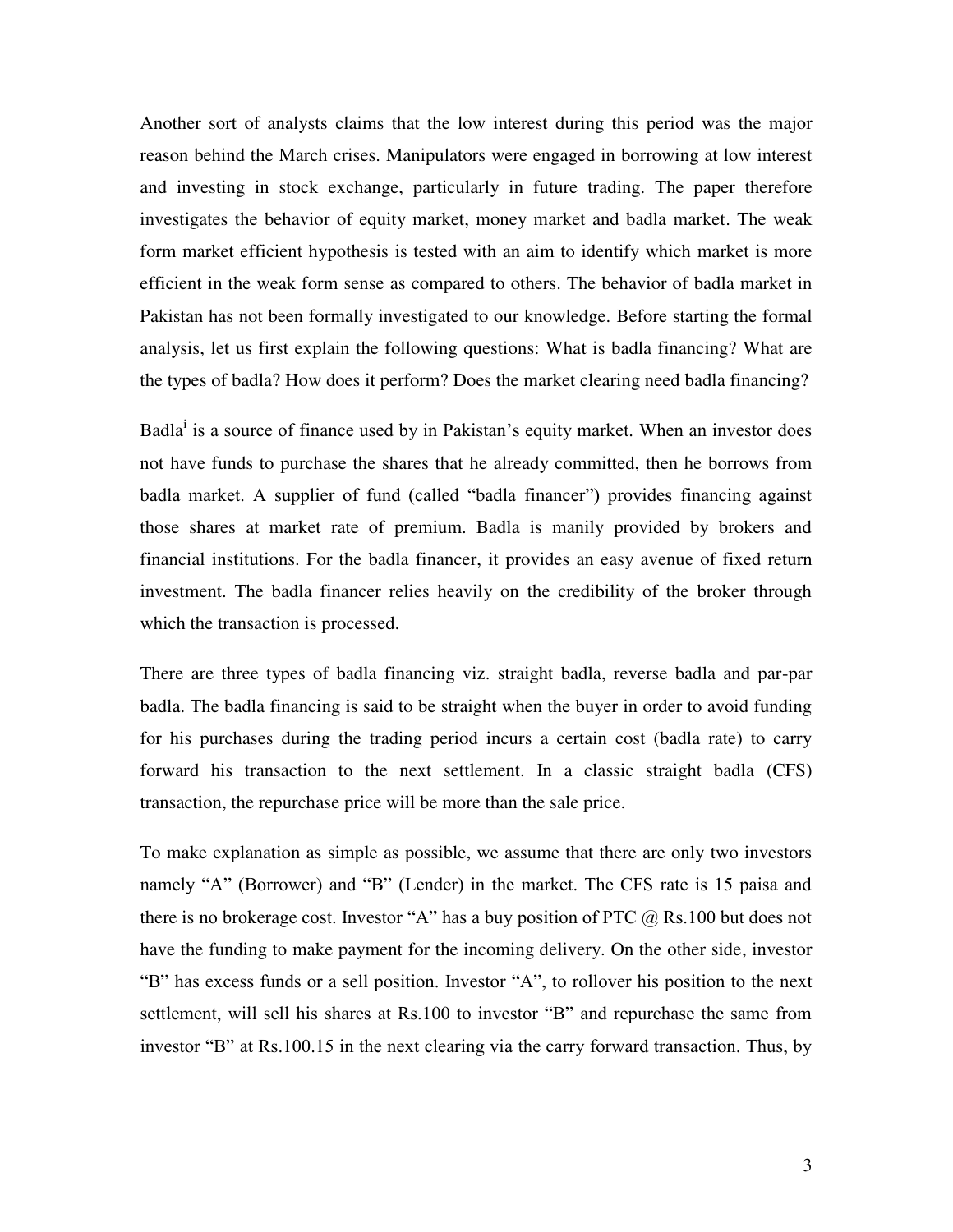Another sort of analysts claims that the low interest during this period was the major reason behind the March crises. Manipulators were engaged in borrowing at low interest and investing in stock exchange, particularly in future trading. The paper therefore investigates the behavior of equity market, money market and badla market. The weak form market efficient hypothesis is tested with an aim to identify which market is more efficient in the weak form sense as compared to others. The behavior of badla market in Pakistan has not been formally investigated to our knowledge. Before starting the formal analysis, let us first explain the following questions: What is badla financing? What are the types of badla? How does it perform? Does the market clearing need badla financing?

Badla[i] is a source of finance used by in Pakistan's equity market. When an investor does not have funds to purchase the shares that he already committed, then he borrows from badla market. A supplier of fund (called "badla financer") provides financing against those shares at market rate of premium. Badla is manily provided by brokers and financial institutions. For the badla financer, it provides an easy avenue of fixed return investment. The badla financer relies heavily on the credibility of the broker through which the transaction is processed.

There are three types of badla financing viz. straight badla, reverse badla and par-par badla. The badla financing is said to be straight when the buyer in order to avoid funding for his purchases during the trading period incurs a certain cost (badla rate) to carry forward his transaction to the next settlement. In a classic straight badla (CFS) transaction, the repurchase price will be more than the sale price.

To make explanation as simple as possible, we assume that there are only two investors namely "A" (Borrower) and "B" (Lender) in the market. The CFS rate is 15 paisa and there is no brokerage cost. Investor "A" has a buy position of PTC @ Rs.100 but does not have the funding to make payment for the incoming delivery. On the other side, investor "B" has excess funds or a sell position. Investor "A", to rollover his position to the next settlement, will sell his shares at Rs.100 to investor "B" and repurchase the same from investor "B" at Rs.100.15 in the next clearing via the carry forward transaction. Thus, by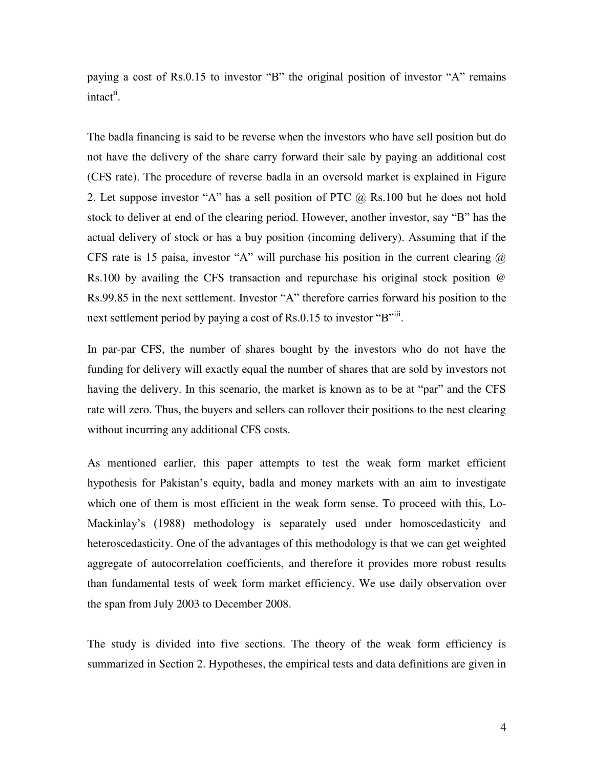paying a cost of Rs.0.15 to investor "B" the original position of investor "A" remains intact[ii].

The badla financing is said to be reverse when the investors who have sell position but do not have the delivery of the share carry forward their sale by paying an additional cost (CFS rate). The procedure of reverse badla in an oversold market is explained in Figure 2. Let suppose investor "A" has a sell position of PTC @ Rs.100 but he does not hold stock to deliver at end of the clearing period. However, another investor, say "B" has the actual delivery of stock or has a buy position (incoming delivery). Assuming that if the CFS rate is 15 paisa, investor "A" will purchase his position in the current clearing @ Rs.100 by availing the CFS transaction and repurchase his original stock position @ Rs.99.85 in the next settlement. Investor "A" therefore carries forward his position to the next settlement period by paying a cost of Rs.0.15 to investor "B"[iii].

In par-par CFS, the number of shares bought by the investors who do not have the funding for delivery will exactly equal the number of shares that are sold by investors not having the delivery. In this scenario, the market is known as to be at "par" and the CFS rate will zero. Thus, the buyers and sellers can rollover their positions to the nest clearing without incurring any additional CFS costs.

As mentioned earlier, this paper attempts to test the weak form market efficient hypothesis for Pakistan's equity, badla and money markets with an aim to investigate which one of them is most efficient in the weak form sense. To proceed with this, Lo-Mackinlay's (1988) methodology is separately used under homoscedasticity and heteroscedasticity. One of the advantages of this methodology is that we can get weighted aggregate of autocorrelation coefficients, and therefore it provides more robust results than fundamental tests of week form market efficiency. We use daily observation over the span from July 2003 to December 2008.

The study is divided into five sections. The theory of the weak form efficiency is summarized in Section 2. Hypotheses, the empirical tests and data definitions are given in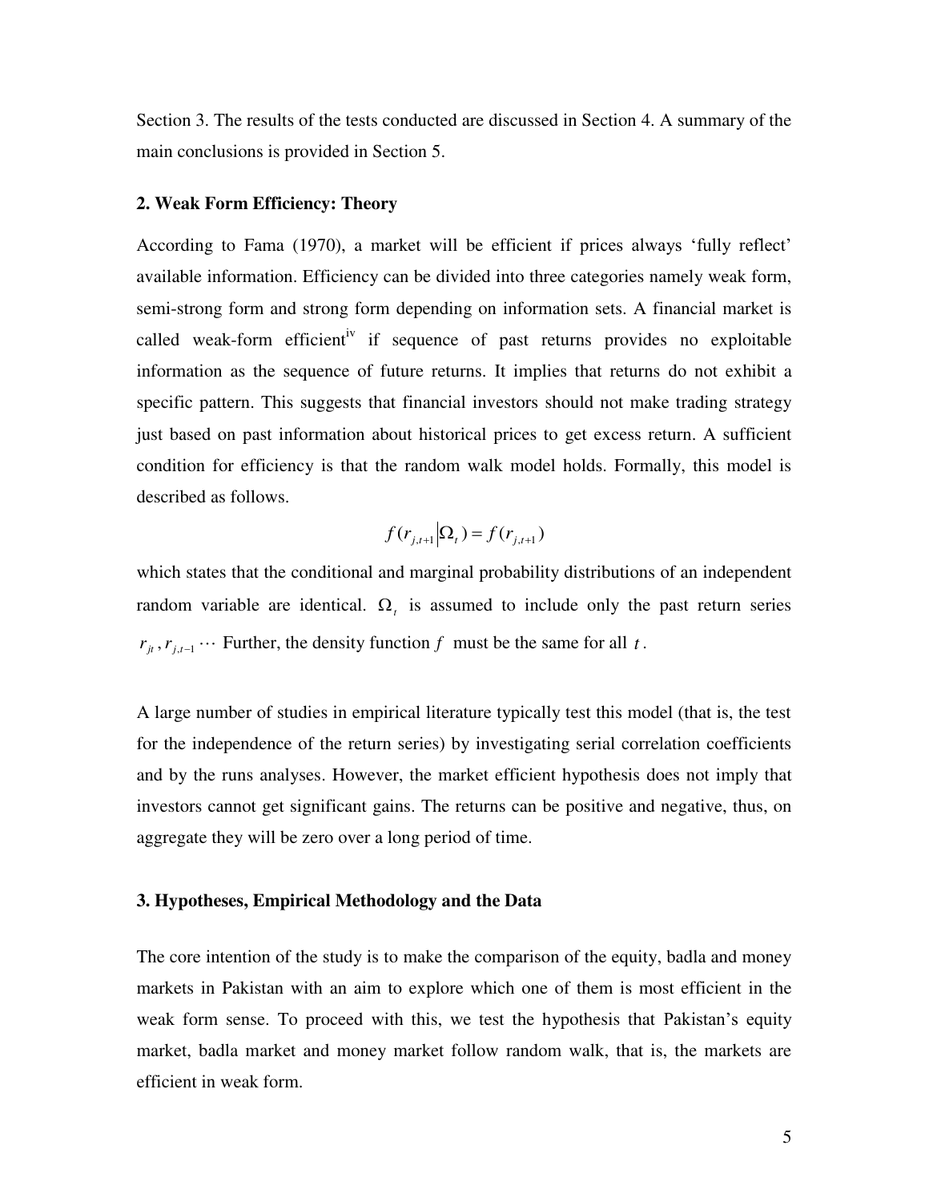Section 3. The results of the tests conducted are discussed in Section 4. A summary of the main conclusions is provided in Section 5.

## 2. Weak Form Efficiency: Theory

According to Fama (1970), a market will be efficient if prices always 'fully reflect' available information. Efficiency can be divided into three categories namely weak form, semi-strong form and strong form depending on information sets. A financial market is called weak-form efficient[iv] if sequence of past returns provides no exploitable information as the sequence of future returns. It implies that returns do not exhibit a specific pattern. This suggests that financial investors should not make trading strategy just based on past information about historical prices to get excess return. A sufficient condition for efficiency is that the random walk model holds. Formally, this model is described as follows.

$$f(r_{j,t+1}|\Omega_t) = f(r_{j,t+1})$$

which states that the conditional and marginal probability distributions of an independent random variable are identical. $\Omega_t$ is assumed to include only the past return series $r_{jt}, r_{j,t-1} \cdots$ Further, the density function $f$ must be the same for all $t$.

A large number of studies in empirical literature typically test this model (that is, the test for the independence of the return series) by investigating serial correlation coefficients and by the runs analyses. However, the market efficient hypothesis does not imply that investors cannot get significant gains. The returns can be positive and negative, thus, on aggregate they will be zero over a long period of time.

## 3. Hypotheses, Empirical Methodology and the Data

The core intention of the study is to make the comparison of the equity, badla and money markets in Pakistan with an aim to explore which one of them is most efficient in the weak form sense. To proceed with this, we test the hypothesis that Pakistan's equity market, badla market and money market follow random walk, that is, the markets are efficient in weak form.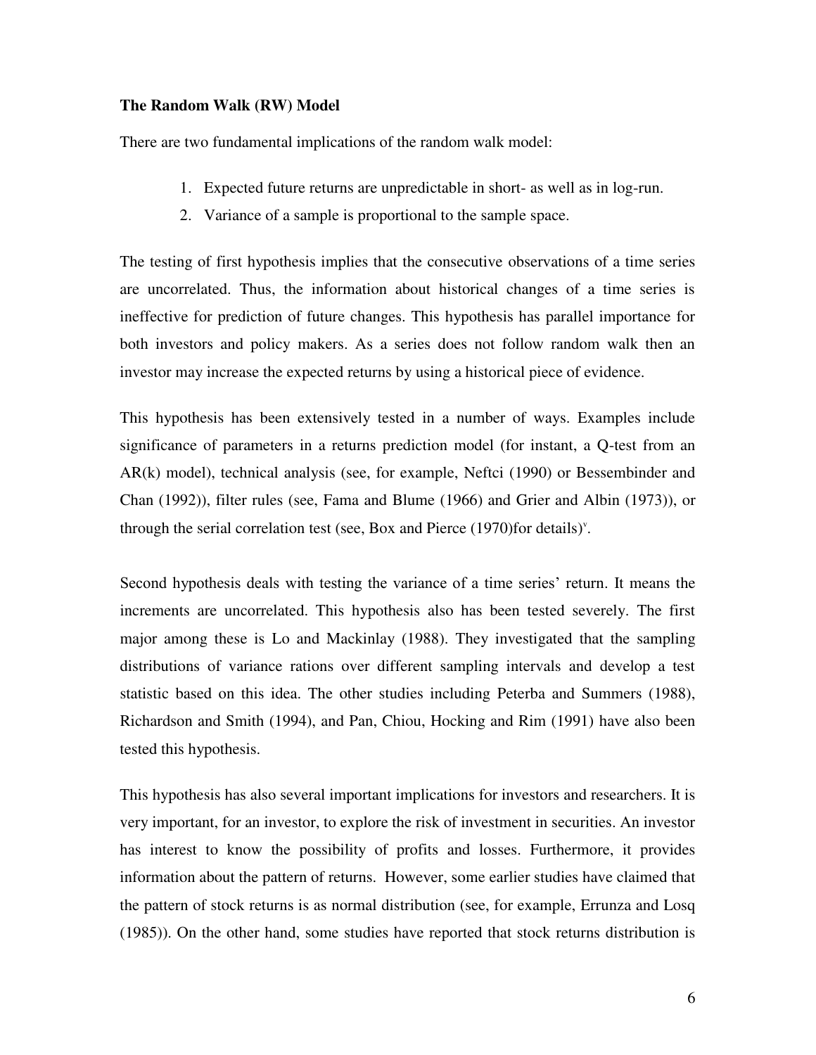**The Random Walk (RW) Model**

There are two fundamental implications of the random walk model:

1. Expected future returns are unpredictable in short- as well as in log-run.
2. Variance of a sample is proportional to the sample space.

The testing of first hypothesis implies that the consecutive observations of a time series are uncorrelated. Thus, the information about historical changes of a time series is ineffective for prediction of future changes. This hypothesis has parallel importance for both investors and policy makers. As a series does not follow random walk then an investor may increase the expected returns by using a historical piece of evidence.

This hypothesis has been extensively tested in a number of ways. Examples include significance of parameters in a returns prediction model (for instant, a Q-test from an AR(k) model), technical analysis (see, for example, Neftci (1990) or Bessembinder and Chan (1992)), filter rules (see, Fama and Blume (1966) and Grier and Albin (1973)), or through the serial correlation test (see, Box and Pierce (1970)for details)[v].

Second hypothesis deals with testing the variance of a time series' return. It means the increments are uncorrelated. This hypothesis also has been tested severely. The first major among these is Lo and Mackinlay (1988). They investigated that the sampling distributions of variance rations over different sampling intervals and develop a test statistic based on this idea. The other studies including Peterba and Summers (1988), Richardson and Smith (1994), and Pan, Chiou, Hocking and Rim (1991) have also been tested this hypothesis.

This hypothesis has also several important implications for investors and researchers. It is very important, for an investor, to explore the risk of investment in securities. An investor has interest to know the possibility of profits and losses. Furthermore, it provides information about the pattern of returns. However, some earlier studies have claimed that the pattern of stock returns is as normal distribution (see, for example, Errunza and Losq (1985)). On the other hand, some studies have reported that stock returns distribution is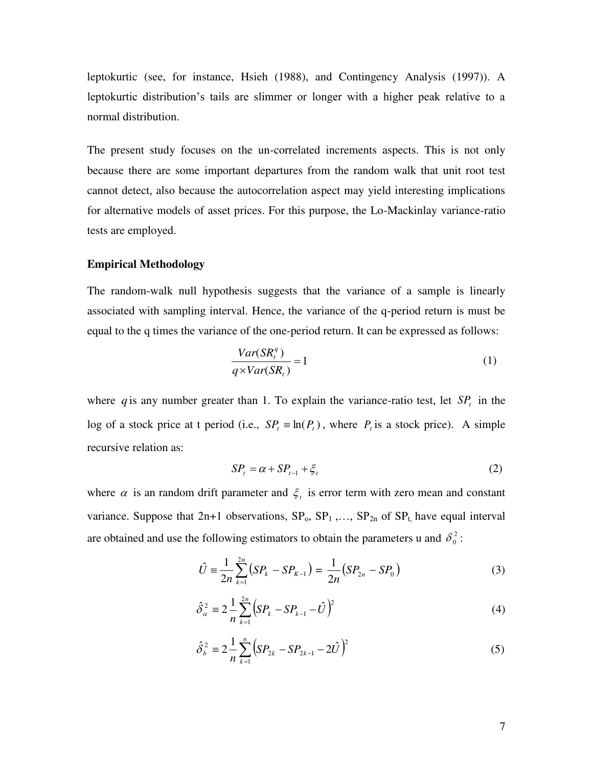leptokurtic (see, for instance, Hsieh (1988), and Contingency Analysis (1997)). A leptokurtic distribution's tails are slimmer or longer with a higher peak relative to a normal distribution.

The present study focuses on the un-correlated increments aspects. This is not only because there are some important departures from the random walk that unit root test cannot detect, also because the autocorrelation aspect may yield interesting implications for alternative models of asset prices. For this purpose, the Lo-Mackinlay variance-ratio tests are employed.

**Empirical Methodology**

The random-walk null hypothesis suggests that the variance of a sample is linearly associated with sampling interval. Hence, the variance of the q-period return is must be equal to the q times the variance of the one-period return. It can be expressed as follows:

$$\frac{Var(SR_t^q)}{q \times Var(SR_t)} = 1 \tag{1}$$

where $q$ is any number greater than 1. To explain the variance-ratio test, let $SP_t$ in the log of a stock price at t period (i.e., $SP_t \equiv \ln(P_t)$, where $P_t$ is a stock price). A simple recursive relation as:

$$SP_t = \alpha + SP_{t-1} + \xi_t \tag{2}$$

where $\alpha$ is an random drift parameter and $\xi_t$ is error term with zero mean and constant variance. Suppose that 2n+1 observations, $SP_o$, $SP_1$ ,…, $SP_{2n}$ of $SP_t$, have equal interval are obtained and use the following estimators to obtain the parameters u and $\delta_0^2$ :

$$\hat{U} \equiv \frac{1}{2n}\sum_{k=1}^{2n}\left(SP_k - SP_{K-1}\right) = \frac{1}{2n}\left(SP_{2n} - SP_0\right) \tag{3}$$

$$\hat{\delta}_\alpha^2 \equiv 2\frac{1}{n}\sum_{k=1}^{2n}\left(SP_k - SP_{k-1} - \hat{U}\right)^2 \tag{4}$$

$$\hat{\delta}_b^2 \equiv 2\frac{1}{n}\sum_{k=1}^{n}\left(SP_{2k} - SP_{2k-1} - 2\hat{U}\right)^2 \tag{5}$$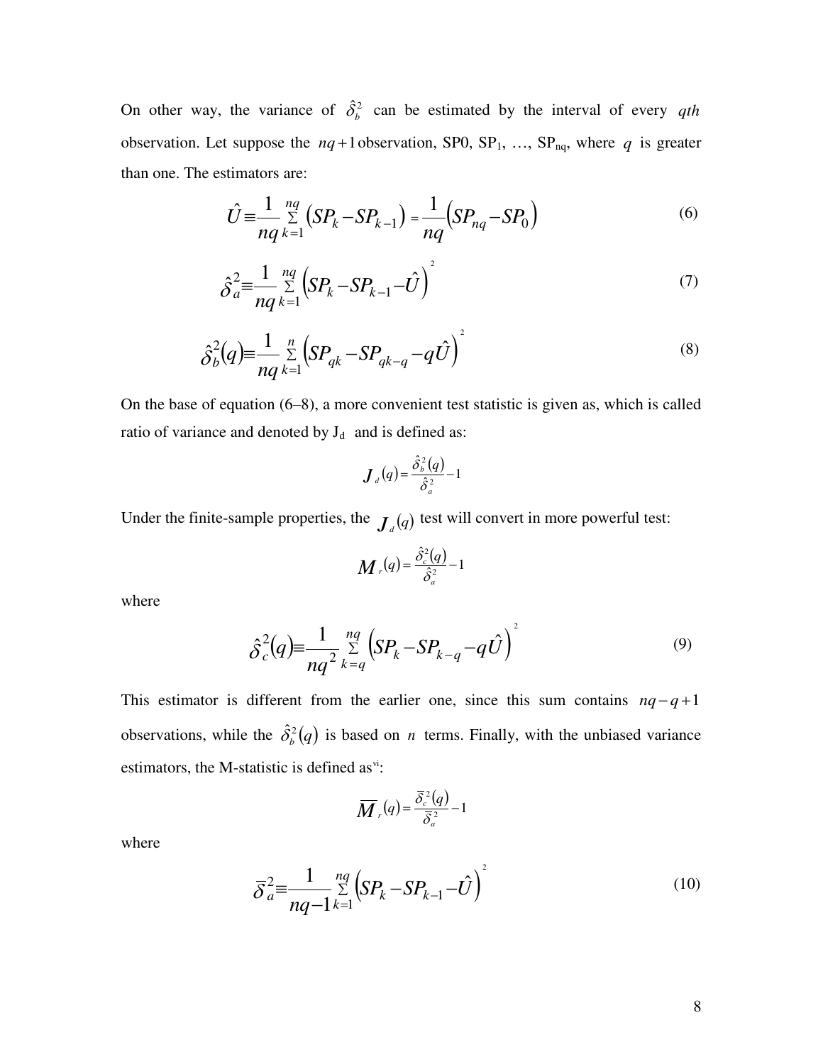On other way, the variance of $\hat{\delta}_b^2$ can be estimated by the interval of every $qth$ observation. Let suppose the $nq+1$ observation, SP0, $SP_1$, …, $SP_{nq}$, where $q$ is greater than one. The estimators are:

$$\hat{U} \equiv \frac{1}{nq} \sum_{k=1}^{nq} \left(SP_k - SP_{k-1}\right) = \frac{1}{nq}\left(SP_{nq} - SP_0\right) \tag{6}$$

$$\hat{\delta}_a^2 \equiv \frac{1}{nq} \sum_{k=1}^{nq} \left(SP_k - SP_{k-1} - \hat{U}\right)^2 \tag{7}$$

$$\hat{\delta}_b^2(q) \equiv \frac{1}{nq} \sum_{k=1}^{n} \left(SP_{qk} - SP_{qk-q} - q\hat{U}\right)^2 \tag{8}$$

On the base of equation (6–8), a more convenient test statistic is given as, which is called ratio of variance and denoted by $J_d$ and is defined as:

$$J_d(q) = \frac{\hat{\delta}_b^2(q)}{\hat{\delta}_a^2} - 1$$

Under the finite-sample properties, the $J_d(q)$ test will convert in more powerful test:

$$M_r(q) = \frac{\hat{\delta}_c^2(q)}{\hat{\delta}_a^2} - 1$$

where

$$\hat{\delta}_c^2(q) \equiv \frac{1}{nq^2} \sum_{k=q}^{nq} \left(SP_k - SP_{k-q} - q\hat{U}\right)^2 \tag{9}$$

This estimator is different from the earlier one, since this sum contains $nq - q + 1$ observations, while the $\hat{\delta}_b^2(q)$ is based on $n$ terms. Finally, with the unbiased variance estimators, the M-statistic is defined as[vi]:

$$\overline{M}_r(q) = \frac{\overline{\delta}_c^2(q)}{\overline{\delta}_a^2} - 1$$

where

$$\overline{\delta}_a^2 \equiv \frac{1}{nq-1} \sum_{k=1}^{nq} \left(SP_k - SP_{k-1} - \hat{U}\right)^2 \tag{10}$$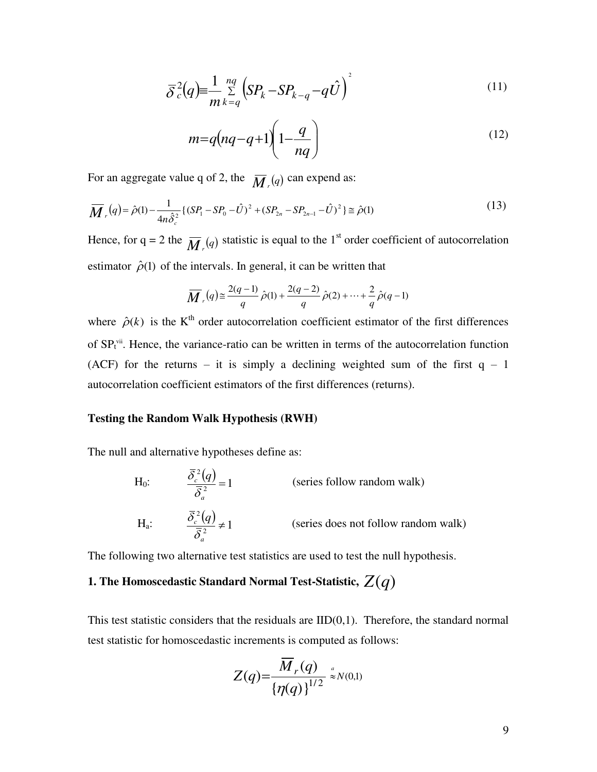$$\bar{\delta}_c^2(q) \equiv \frac{1}{m} \sum_{k=q}^{nq} \left( SP_k - SP_{k-q} - q\hat{U} \right)^2 \tag{11}$$

$$m = q(nq - q + 1)\left(1 - \frac{q}{nq}\right) \tag{12}$$

For an aggregate value q of 2, the $\overline{M}_r(q)$ can expend as:

$$\overline{M}_r(q) = \hat{\rho}(1) - \frac{1}{4n\hat{\delta}_c^2}\{(SP_1 - SP_0 - \hat{U})^2 + (SP_{2n} - SP_{2n-1} - \hat{U})^2\} \cong \hat{\rho}(1) \tag{13}$$

Hence, for q = 2 the $\overline{M}_r(q)$ statistic is equal to the 1[st] order coefficient of autocorrelation estimator $\hat{\rho}(1)$ of the intervals. In general, it can be written that

$$\overline{M}_r(q) \cong \frac{2(q-1)}{q}\hat{\rho}(1) + \frac{2(q-2)}{q}\hat{\rho}(2) + \cdots + \frac{2}{q}\hat{\rho}(q-1)$$

where $\hat{\rho}(k)$ is the K[th] order autocorrelation coefficient estimator of the first differences of $SP_t$[vii]. Hence, the variance-ratio can be written in terms of the autocorrelation function (ACF) for the returns – it is simply a declining weighted sum of the first q – 1 autocorrelation coefficient estimators of the first differences (returns).

**Testing the Random Walk Hypothesis (RWH)**

The null and alternative hypotheses define as:

$H_0$: $\quad \dfrac{\bar{\delta}_c^2(q)}{\bar{\delta}_a^2} = 1 \qquad$ (series follow random walk)

$H_a$: $\quad \dfrac{\bar{\delta}_c^2(q)}{\bar{\delta}_a^2} \neq 1 \qquad$ (series does not follow random walk)

The following two alternative test statistics are used to test the null hypothesis.

**1. The Homoscedastic Standard Normal Test-Statistic, $Z(q)$**

This test statistic considers that the residuals are IID(0,1). Therefore, the standard normal test statistic for homoscedastic increments is computed as follows:

$$Z(q) = \frac{\overline{M}_r(q)}{\{\eta(q)\}^{1/2}} \overset{a}{\approx} N(0,1)$$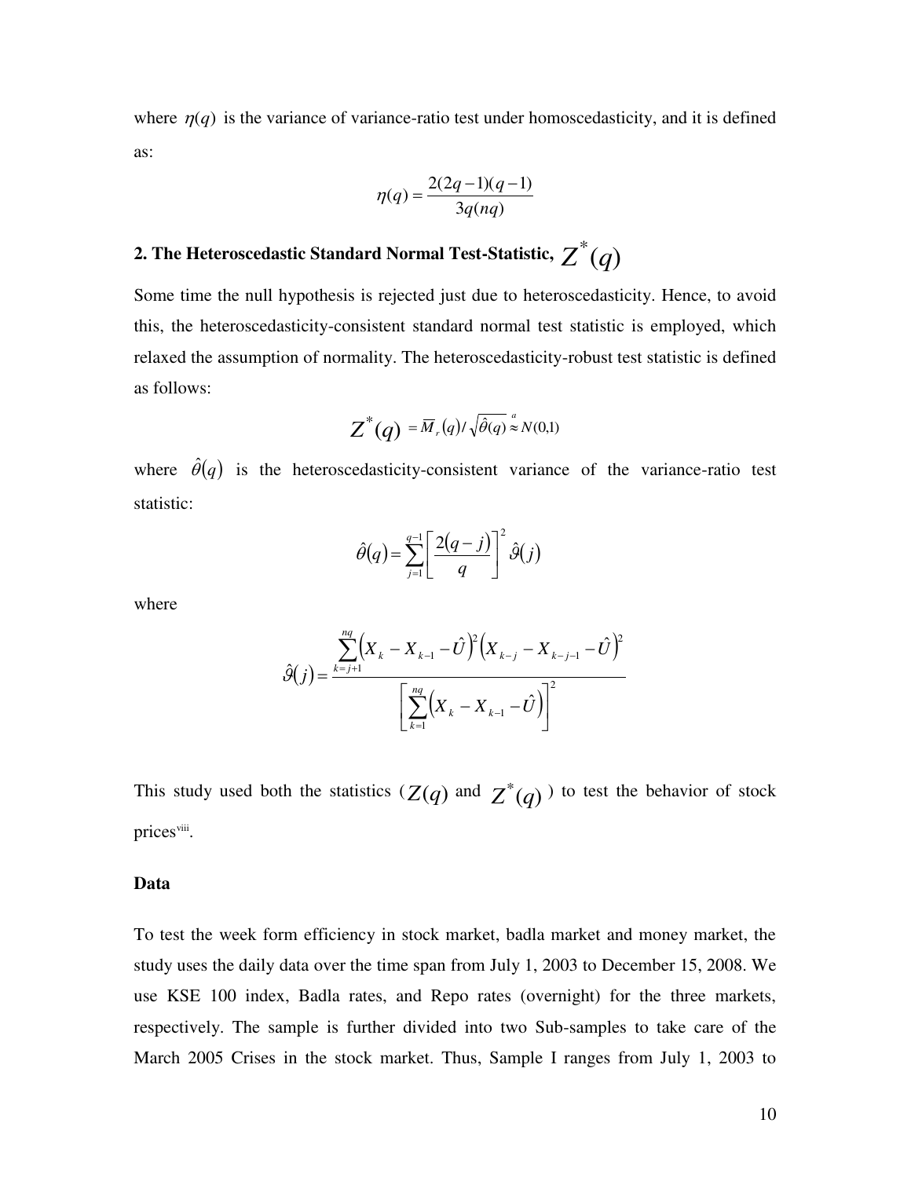where $\eta(q)$ is the variance of variance-ratio test under homoscedasticity, and it is defined as:

$$\eta(q) = \frac{2(2q-1)(q-1)}{3q(nq)}$$

## 2. The Heteroscedastic Standard Normal Test-Statistic, $Z^*(q)$

Some time the null hypothesis is rejected just due to heteroscedasticity. Hence, to avoid this, the heteroscedasticity-consistent standard normal test statistic is employed, which relaxed the assumption of normality. The heteroscedasticity-robust test statistic is defined as follows:

$$Z^*(q) = \overline{M}_r(q) / \sqrt{\hat{\theta}(q)} \overset{a}{\approx} N(0,1)$$

where $\hat{\theta}(q)$ is the heteroscedasticity-consistent variance of the variance-ratio test statistic:

$$\hat{\theta}(q) = \sum_{j=1}^{q-1} \left[ \frac{2(q-j)}{q} \right]^2 \hat{\vartheta}(j)$$

where

$$\hat{\vartheta}(j) = \frac{\sum_{k=j+1}^{nq} \left( X_k - X_{k-1} - \hat{U} \right)^2 \left( X_{k-j} - X_{k-j-1} - \hat{U} \right)^2}{\left[ \sum_{k=1}^{nq} \left( X_k - X_{k-1} - \hat{U} \right) \right]^2}$$

This study used both the statistics ($Z(q)$ and $Z^*(q)$) to test the behavior of stock prices[viii].

**Data**

To test the week form efficiency in stock market, badla market and money market, the study uses the daily data over the time span from July 1, 2003 to December 15, 2008. We use KSE 100 index, Badla rates, and Repo rates (overnight) for the three markets, respectively. The sample is further divided into two Sub-samples to take care of the March 2005 Crises in the stock market. Thus, Sample I ranges from July 1, 2003 to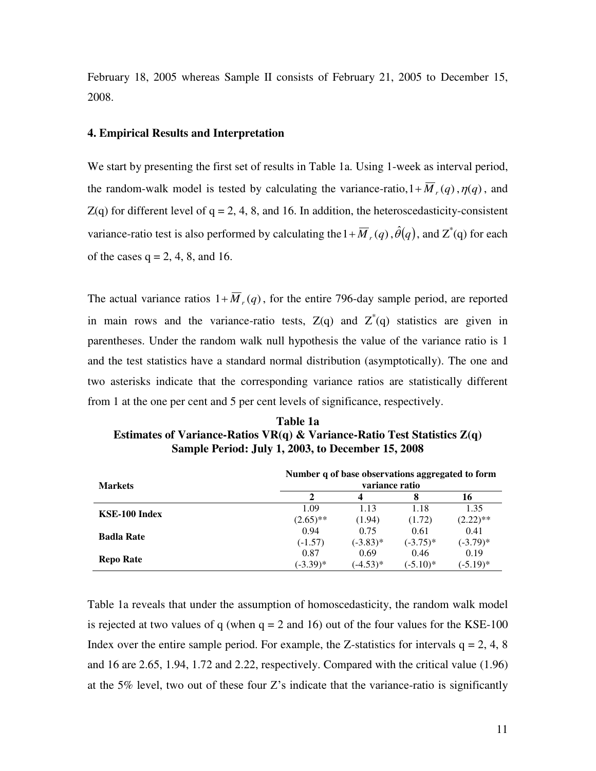February 18, 2005 whereas Sample II consists of February 21, 2005 to December 15, 2008.

## 4. Empirical Results and Interpretation

We start by presenting the first set of results in Table 1a. Using 1-week as interval period, the random-walk model is tested by calculating the variance-ratio, $1+\overline{M}_r(q)$, $\eta(q)$, and Z(q) for different level of q = 2, 4, 8, and 16. In addition, the heteroscedasticity-consistent variance-ratio test is also performed by calculating the $1+\overline{M}_r(q)$, $\hat{\theta}(q)$, and $Z^*(q)$ for each of the cases q = 2, 4, 8, and 16.

The actual variance ratios $1+\overline{M}_r(q)$, for the entire 796-day sample period, are reported in main rows and the variance-ratio tests, Z(q) and $Z^*(q)$ statistics are given in parentheses. Under the random walk null hypothesis the value of the variance ratio is 1 and the test statistics have a standard normal distribution (asymptotically). The one and two asterisks indicate that the corresponding variance ratios are statistically different from 1 at the one per cent and 5 per cent levels of significance, respectively.

**Table 1a**
**Estimates of Variance-Ratios VR(q) & Variance-Ratio Test Statistics Z(q)**
**Sample Period: July 1, 2003, to December 15, 2008**

| Markets | Number q of base observations aggregated to form variance ratio | | | |
|---|---|---|---|---|
| | 2 | 4 | 8 | 16 |
| **KSE-100 Index** | 1.09 | 1.13 | 1.18 | 1.35 |
| | (2.65)** | (1.94) | (1.72) | (2.22)** |
| **Badla Rate** | 0.94 | 0.75 | 0.61 | 0.41 |
| | (-1.57) | (-3.83)* | (-3.75)* | (-3.79)* |
| **Repo Rate** | 0.87 | 0.69 | 0.46 | 0.19 |
| | (-3.39)* | (-4.53)* | (-5.10)* | (-5.19)* |

Table 1a reveals that under the assumption of homoscedasticity, the random walk model is rejected at two values of q (when q = 2 and 16) out of the four values for the KSE-100 Index over the entire sample period. For example, the Z-statistics for intervals q = 2, 4, 8 and 16 are 2.65, 1.94, 1.72 and 2.22, respectively. Compared with the critical value (1.96) at the 5% level, two out of these four Z's indicate that the variance-ratio is significantly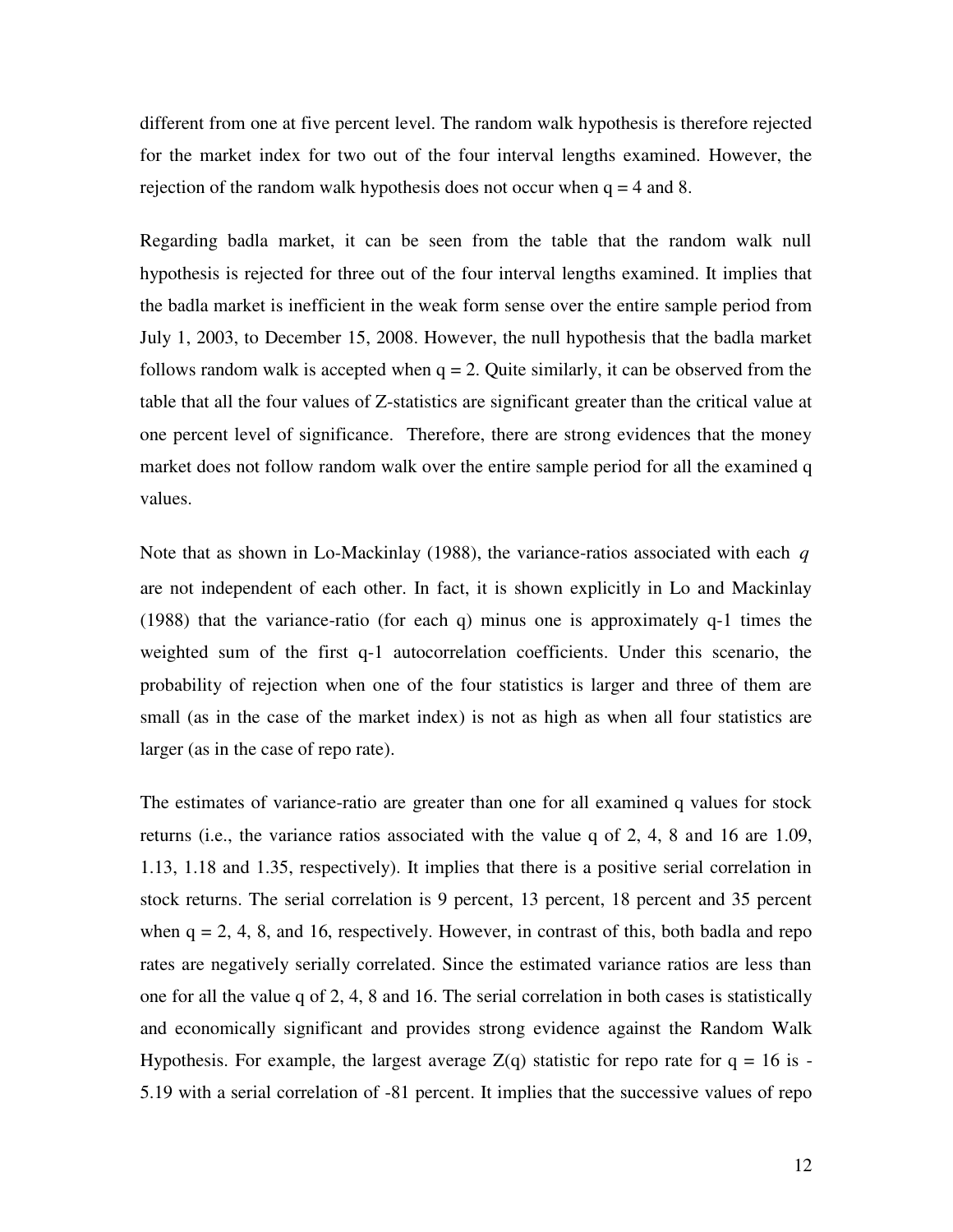different from one at five percent level. The random walk hypothesis is therefore rejected for the market index for two out of the four interval lengths examined. However, the rejection of the random walk hypothesis does not occur when q = 4 and 8.

Regarding badla market, it can be seen from the table that the random walk null hypothesis is rejected for three out of the four interval lengths examined. It implies that the badla market is inefficient in the weak form sense over the entire sample period from July 1, 2003, to December 15, 2008. However, the null hypothesis that the badla market follows random walk is accepted when q = 2. Quite similarly, it can be observed from the table that all the four values of Z-statistics are significant greater than the critical value at one percent level of significance. Therefore, there are strong evidences that the money market does not follow random walk over the entire sample period for all the examined q values.

Note that as shown in Lo-Mackinlay (1988), the variance-ratios associated with each $q$ are not independent of each other. In fact, it is shown explicitly in Lo and Mackinlay (1988) that the variance-ratio (for each q) minus one is approximately q-1 times the weighted sum of the first q-1 autocorrelation coefficients. Under this scenario, the probability of rejection when one of the four statistics is larger and three of them are small (as in the case of the market index) is not as high as when all four statistics are larger (as in the case of repo rate).

The estimates of variance-ratio are greater than one for all examined q values for stock returns (i.e., the variance ratios associated with the value q of 2, 4, 8 and 16 are 1.09, 1.13, 1.18 and 1.35, respectively). It implies that there is a positive serial correlation in stock returns. The serial correlation is 9 percent, 13 percent, 18 percent and 35 percent when q = 2, 4, 8, and 16, respectively. However, in contrast of this, both badla and repo rates are negatively serially correlated. Since the estimated variance ratios are less than one for all the value q of 2, 4, 8 and 16. The serial correlation in both cases is statistically and economically significant and provides strong evidence against the Random Walk Hypothesis. For example, the largest average Z(q) statistic for repo rate for q = 16 is -5.19 with a serial correlation of -81 percent. It implies that the successive values of repo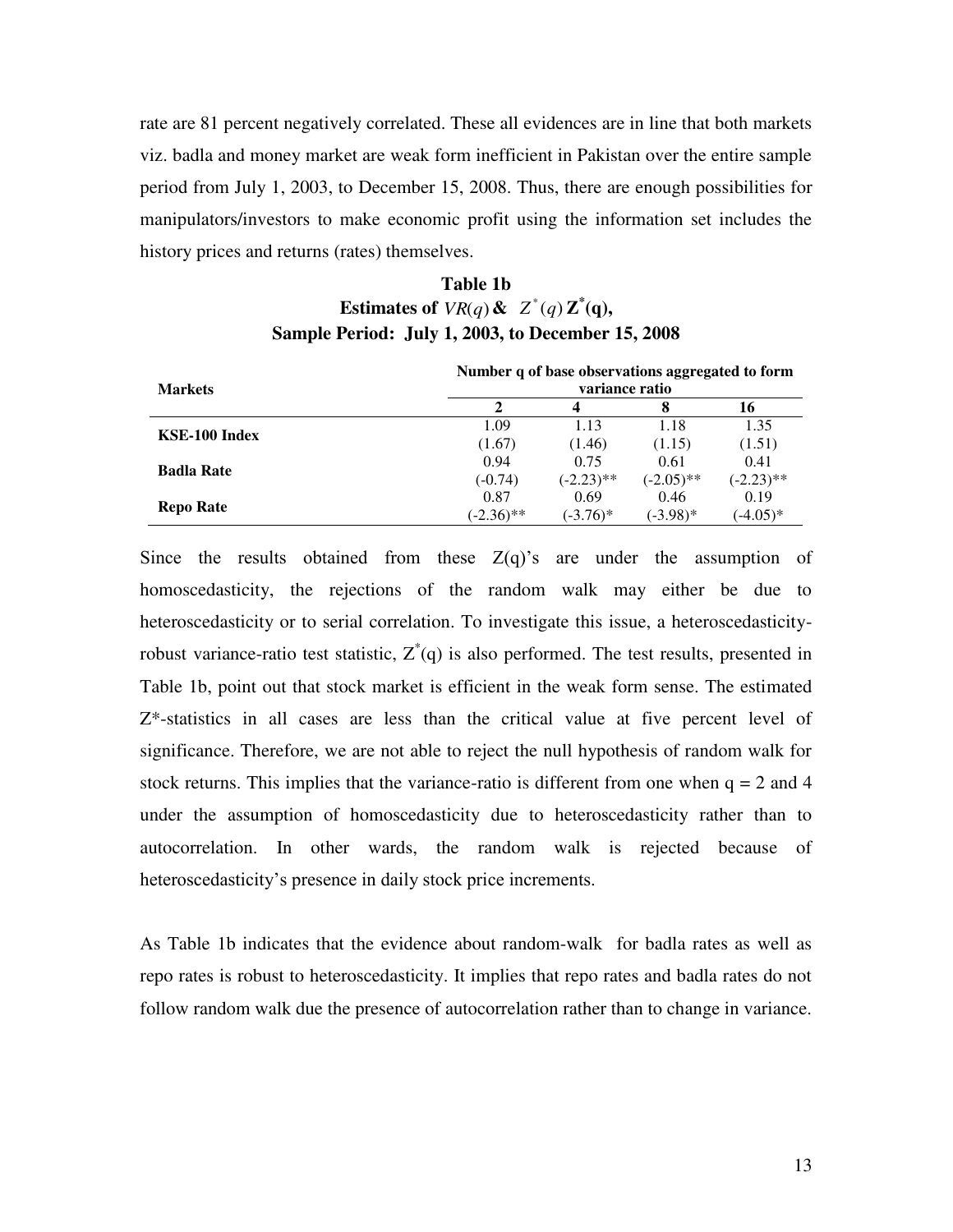rate are 81 percent negatively correlated. These all evidences are in line that both markets viz. badla and money market are weak form inefficient in Pakistan over the entire sample period from July 1, 2003, to December 15, 2008. Thus, there are enough possibilities for manipulators/investors to make economic profit using the information set includes the history prices and returns (rates) themselves.

**Table 1b**
**Estimates of $VR(q)$ & $Z^*(q)$ $\mathbf{Z^*(q)}$,**
**Sample Period: July 1, 2003, to December 15, 2008**

| Markets | Number q of base observations aggregated to form variance ratio | | | |
|---|---|---|---|---|
| | **2** | **4** | **8** | **16** |
| **KSE-100 Index** | 1.09 | 1.13 | 1.18 | 1.35 |
| | (1.67) | (1.46) | (1.15) | (1.51) |
| **Badla Rate** | 0.94 | 0.75 | 0.61 | 0.41 |
| | (-0.74) | (-2.23)** | (-2.05)** | (-2.23)** |
| **Repo Rate** | 0.87 | 0.69 | 0.46 | 0.19 |
| | (-2.36)** | (-3.76)* | (-3.98)* | (-4.05)* |

Since the results obtained from these $Z(q)$'s are under the assumption of homoscedasticity, the rejections of the random walk may either be due to heteroscedasticity or to serial correlation. To investigate this issue, a heteroscedasticity-robust variance-ratio test statistic, $Z^*(q)$ is also performed. The test results, presented in Table 1b, point out that stock market is efficient in the weak form sense. The estimated Z*-statistics in all cases are less than the critical value at five percent level of significance. Therefore, we are not able to reject the null hypothesis of random walk for stock returns. This implies that the variance-ratio is different from one when $q = 2$ and 4 under the assumption of homoscedasticity due to heteroscedasticity rather than to autocorrelation. In other wards, the random walk is rejected because of heteroscedasticity's presence in daily stock price increments.

As Table 1b indicates that the evidence about random-walk for badla rates as well as repo rates is robust to heteroscedasticity. It implies that repo rates and badla rates do not follow random walk due the presence of autocorrelation rather than to change in variance.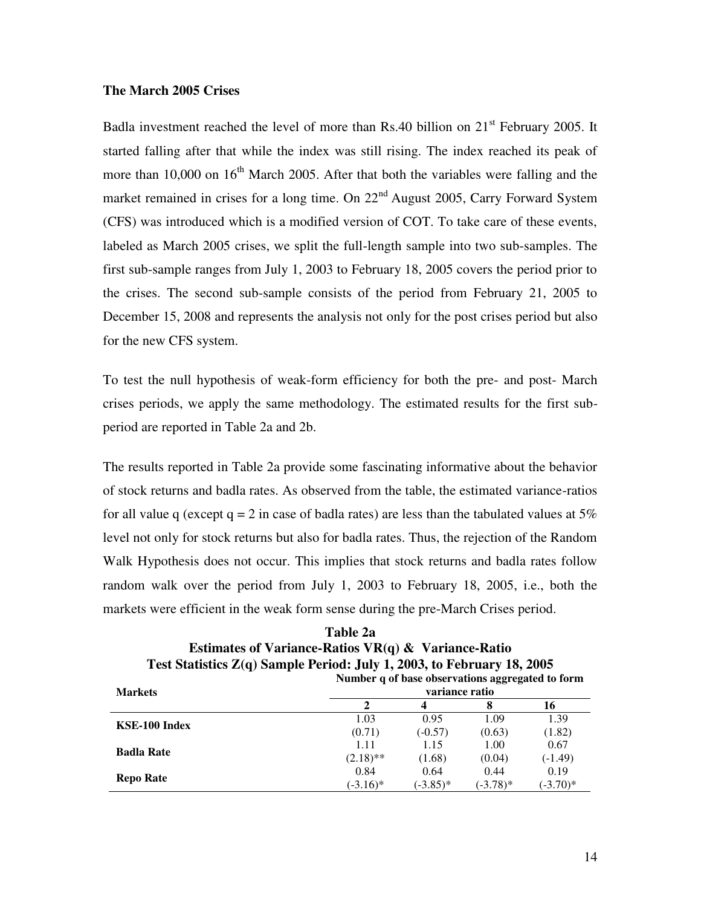### The March 2005 Crises

Badla investment reached the level of more than Rs.40 billion on 21st February 2005. It started falling after that while the index was still rising. The index reached its peak of more than 10,000 on 16th March 2005. After that both the variables were falling and the market remained in crises for a long time. On 22nd August 2005, Carry Forward System (CFS) was introduced which is a modified version of COT. To take care of these events, labeled as March 2005 crises, we split the full-length sample into two sub-samples. The first sub-sample ranges from July 1, 2003 to February 18, 2005 covers the period prior to the crises. The second sub-sample consists of the period from February 21, 2005 to December 15, 2008 and represents the analysis not only for the post crises period but also for the new CFS system.

To test the null hypothesis of weak-form efficiency for both the pre- and post- March crises periods, we apply the same methodology. The estimated results for the first sub-period are reported in Table 2a and 2b.

The results reported in Table 2a provide some fascinating informative about the behavior of stock returns and badla rates. As observed from the table, the estimated variance-ratios for all value q (except q = 2 in case of badla rates) are less than the tabulated values at 5% level not only for stock returns but also for badla rates. Thus, the rejection of the Random Walk Hypothesis does not occur. This implies that stock returns and badla rates follow random walk over the period from July 1, 2003 to February 18, 2005, i.e., both the markets were efficient in the weak form sense during the pre-March Crises period.

**Table 2a**
**Estimates of Variance-Ratios VR(q) & Variance-Ratio Test Statistics Z(q) Sample Period: July 1, 2003, to February 18, 2005**

| Markets | Number q of base observations aggregated to form variance ratio | | | |
|---|---|---|---|---|
| | 2 | 4 | 8 | 16 |
| KSE-100 Index | 1.03 | 0.95 | 1.09 | 1.39 |
| | (0.71) | (-0.57) | (0.63) | (1.82) |
| Badla Rate | 1.11 | 1.15 | 1.00 | 0.67 |
| | (2.18)** | (1.68) | (0.04) | (-1.49) |
| Repo Rate | 0.84 | 0.64 | 0.44 | 0.19 |
| | (-3.16)* | (-3.85)* | (-3.78)* | (-3.70)* |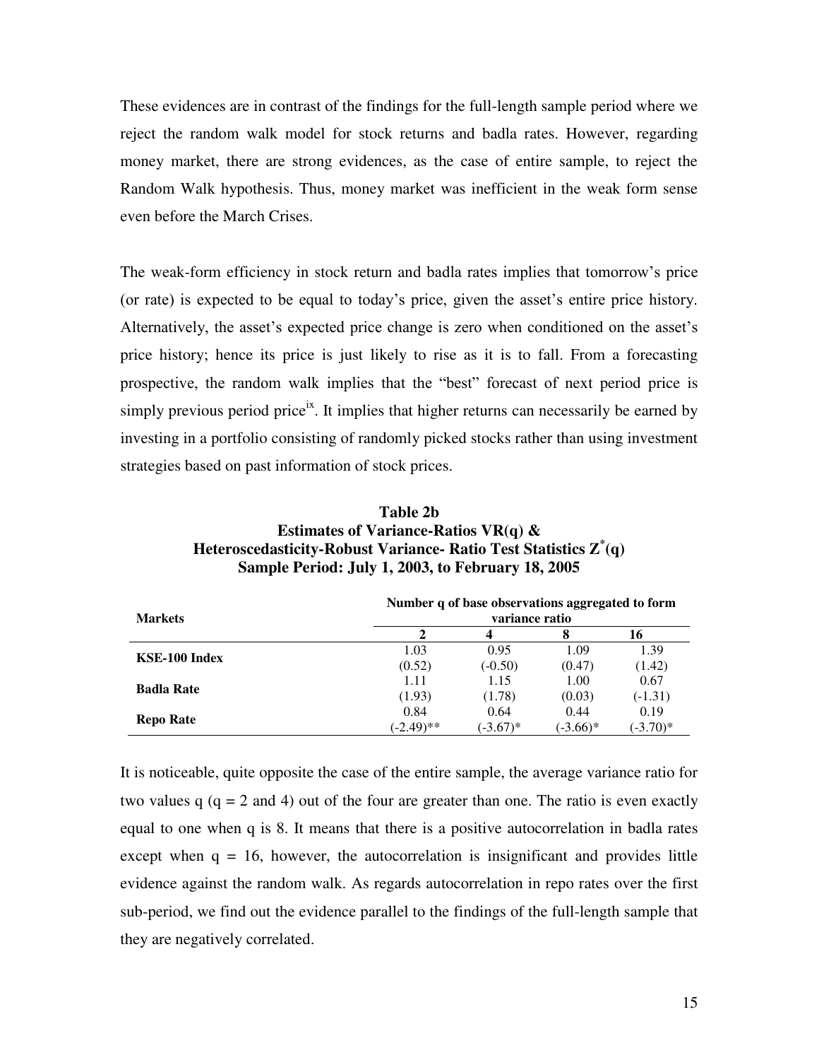These evidences are in contrast of the findings for the full-length sample period where we reject the random walk model for stock returns and badla rates. However, regarding money market, there are strong evidences, as the case of entire sample, to reject the Random Walk hypothesis. Thus, money market was inefficient in the weak form sense even before the March Crises.

The weak-form efficiency in stock return and badla rates implies that tomorrow's price (or rate) is expected to be equal to today's price, given the asset's entire price history. Alternatively, the asset's expected price change is zero when conditioned on the asset's price history; hence its price is just likely to rise as it is to fall. From a forecasting prospective, the random walk implies that the "best" forecast of next period price is simply previous period price[ix]. It implies that higher returns can necessarily be earned by investing in a portfolio consisting of randomly picked stocks rather than using investment strategies based on past information of stock prices.

**Table 2b**
**Estimates of Variance-Ratios VR(q) &**
**Heteroscedasticity-Robust Variance- Ratio Test Statistics $Z^*(q)$**
**Sample Period: July 1, 2003, to February 18, 2005**

| Markets | Number q of base observations aggregated to form variance ratio | | | |
|---|---|---|---|---|
| | **2** | **4** | **8** | **16** |
| **KSE-100 Index** | 1.03<br>(0.52) | 0.95<br>(-0.50) | 1.09<br>(0.47) | 1.39<br>(1.42) |
| **Badla Rate** | 1.11<br>(1.93) | 1.15<br>(1.78) | 1.00<br>(0.03) | 0.67<br>(-1.31) |
| **Repo Rate** | 0.84<br>(-2.49)** | 0.64<br>(-3.67)* | 0.44<br>(-3.66)* | 0.19<br>(-3.70)* |

It is noticeable, quite opposite the case of the entire sample, the average variance ratio for two values q (q = 2 and 4) out of the four are greater than one. The ratio is even exactly equal to one when q is 8. It means that there is a positive autocorrelation in badla rates except when q = 16, however, the autocorrelation is insignificant and provides little evidence against the random walk. As regards autocorrelation in repo rates over the first sub-period, we find out the evidence parallel to the findings of the full-length sample that they are negatively correlated.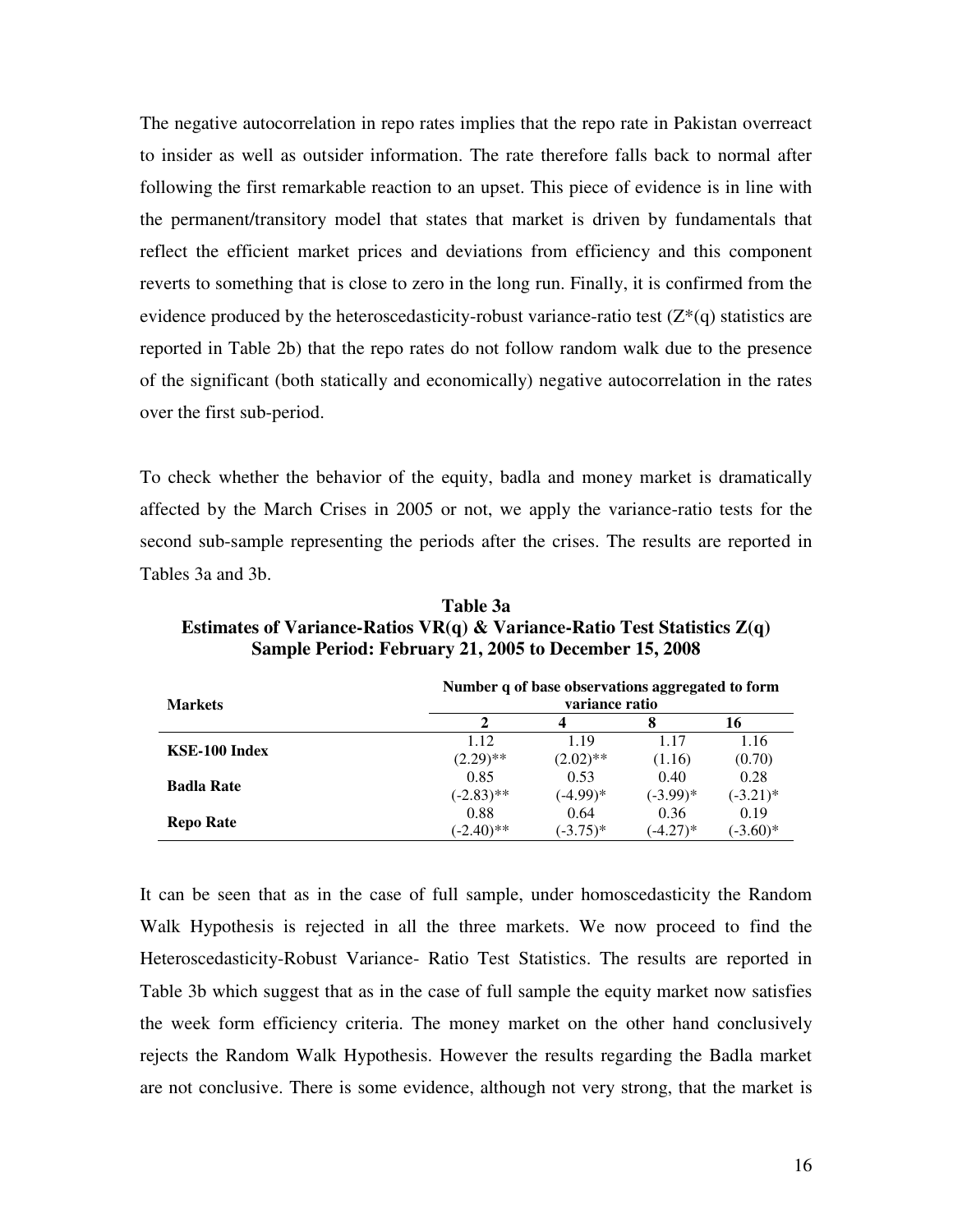The negative autocorrelation in repo rates implies that the repo rate in Pakistan overreact to insider as well as outsider information. The rate therefore falls back to normal after following the first remarkable reaction to an upset. This piece of evidence is in line with the permanent/transitory model that states that market is driven by fundamentals that reflect the efficient market prices and deviations from efficiency and this component reverts to something that is close to zero in the long run. Finally, it is confirmed from the evidence produced by the heteroscedasticity-robust variance-ratio test ($Z^*(q)$ statistics are reported in Table 2b) that the repo rates do not follow random walk due to the presence of the significant (both statically and economically) negative autocorrelation in the rates over the first sub-period.

To check whether the behavior of the equity, badla and money market is dramatically affected by the March Crises in 2005 or not, we apply the variance-ratio tests for the second sub-sample representing the periods after the crises. The results are reported in Tables 3a and 3b.

**Table 3a**
**Estimates of Variance-Ratios VR(q) & Variance-Ratio Test Statistics Z(q)**
**Sample Period: February 21, 2005 to December 15, 2008**

| Markets | Number q of base observations aggregated to form variance ratio | | | |
|---|---|---|---|---|
| | 2 | 4 | 8 | 16 |
| **KSE-100 Index** | 1.12<br>(2.29)** | 1.19<br>(2.02)** | 1.17<br>(1.16) | 1.16<br>(0.70) |
| **Badla Rate** | 0.85<br>(-2.83)** | 0.53<br>(-4.99)* | 0.40<br>(-3.99)* | 0.28<br>(-3.21)* |
| **Repo Rate** | 0.88<br>(-2.40)** | 0.64<br>(-3.75)* | 0.36<br>(-4.27)* | 0.19<br>(-3.60)* |

It can be seen that as in the case of full sample, under homoscedasticity the Random Walk Hypothesis is rejected in all the three markets. We now proceed to find the Heteroscedasticity-Robust Variance- Ratio Test Statistics. The results are reported in Table 3b which suggest that as in the case of full sample the equity market now satisfies the week form efficiency criteria. The money market on the other hand conclusively rejects the Random Walk Hypothesis. However the results regarding the Badla market are not conclusive. There is some evidence, although not very strong, that the market is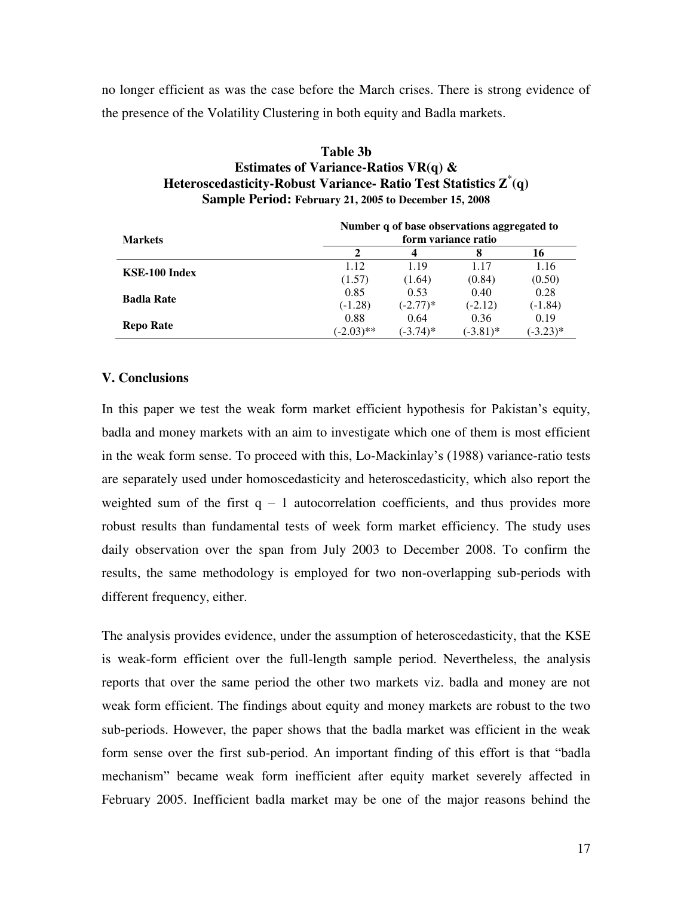no longer efficient as was the case before the March crises. There is strong evidence of the presence of the Volatility Clustering in both equity and Badla markets.

**Table 3b**
**Estimates of Variance-Ratios VR(q) &**
**Heteroscedasticity-Robust Variance- Ratio Test Statistics $Z^*(q)$**
**Sample Period: February 21, 2005 to December 15, 2008**

| Markets | Number q of base observations aggregated to form variance ratio | | | |
|---|---|---|---|---|
| | 2 | 4 | 8 | 16 |
| KSE-100 Index | 1.12<br>(1.57) | 1.19<br>(1.64) | 1.17<br>(0.84) | 1.16<br>(0.50) |
| Badla Rate | 0.85<br>(-1.28) | 0.53<br>(-2.77)* | 0.40<br>(-2.12) | 0.28<br>(-1.84) |
| Repo Rate | 0.88<br>(-2.03)** | 0.64<br>(-3.74)* | 0.36<br>(-3.81)* | 0.19<br>(-3.23)* |

### V. Conclusions

In this paper we test the weak form market efficient hypothesis for Pakistan's equity, badla and money markets with an aim to investigate which one of them is most efficient in the weak form sense. To proceed with this, Lo-Mackinlay's (1988) variance-ratio tests are separately used under homoscedasticity and heteroscedasticity, which also report the weighted sum of the first q – 1 autocorrelation coefficients, and thus provides more robust results than fundamental tests of week form market efficiency. The study uses daily observation over the span from July 2003 to December 2008. To confirm the results, the same methodology is employed for two non-overlapping sub-periods with different frequency, either.

The analysis provides evidence, under the assumption of heteroscedasticity, that the KSE is weak-form efficient over the full-length sample period. Nevertheless, the analysis reports that over the same period the other two markets viz. badla and money are not weak form efficient. The findings about equity and money markets are robust to the two sub-periods. However, the paper shows that the badla market was efficient in the weak form sense over the first sub-period. An important finding of this effort is that "badla mechanism" became weak form inefficient after equity market severely affected in February 2005. Inefficient badla market may be one of the major reasons behind the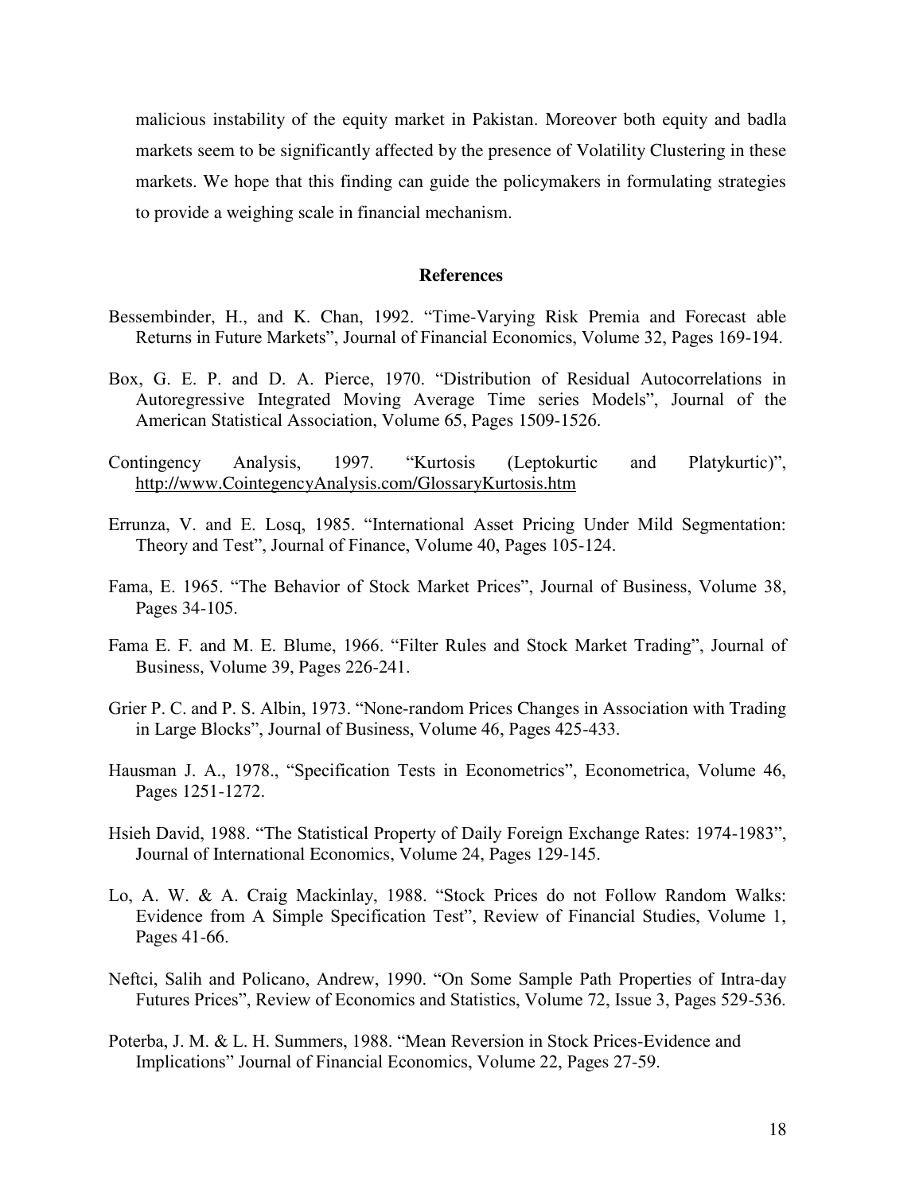malicious instability of the equity market in Pakistan. Moreover both equity and badla markets seem to be significantly affected by the presence of Volatility Clustering in these markets. We hope that this finding can guide the policymakers in formulating strategies to provide a weighing scale in financial mechanism.

## References

Bessembinder, H., and K. Chan, 1992. "Time-Varying Risk Premia and Forecast able Returns in Future Markets", Journal of Financial Economics, Volume 32, Pages 169-194.

Box, G. E. P. and D. A. Pierce, 1970. "Distribution of Residual Autocorrelations in Autoregressive Integrated Moving Average Time series Models", Journal of the American Statistical Association, Volume 65, Pages 1509-1526.

Contingency Analysis, 1997. "Kurtosis (Leptokurtic and Platykurtic)", http://www.CointegencyAnalysis.com/GlossaryKurtosis.htm

Errunza, V. and E. Losq, 1985. "International Asset Pricing Under Mild Segmentation: Theory and Test", Journal of Finance, Volume 40, Pages 105-124.

Fama, E. 1965. "The Behavior of Stock Market Prices", Journal of Business, Volume 38, Pages 34-105.

Fama E. F. and M. E. Blume, 1966. "Filter Rules and Stock Market Trading", Journal of Business, Volume 39, Pages 226-241.

Grier P. C. and P. S. Albin, 1973. "None-random Prices Changes in Association with Trading in Large Blocks", Journal of Business, Volume 46, Pages 425-433.

Hausman J. A., 1978., "Specification Tests in Econometrics", Econometrica, Volume 46, Pages 1251-1272.

Hsieh David, 1988. "The Statistical Property of Daily Foreign Exchange Rates: 1974-1983", Journal of International Economics, Volume 24, Pages 129-145.

Lo, A. W. & A. Craig Mackinlay, 1988. "Stock Prices do not Follow Random Walks: Evidence from A Simple Specification Test", Review of Financial Studies, Volume 1, Pages 41-66.

Neftci, Salih and Policano, Andrew, 1990. "On Some Sample Path Properties of Intra-day Futures Prices", Review of Economics and Statistics, Volume 72, Issue 3, Pages 529-536.

Poterba, J. M. & L. H. Summers, 1988. "Mean Reversion in Stock Prices-Evidence and Implications" Journal of Financial Economics, Volume 22, Pages 27-59.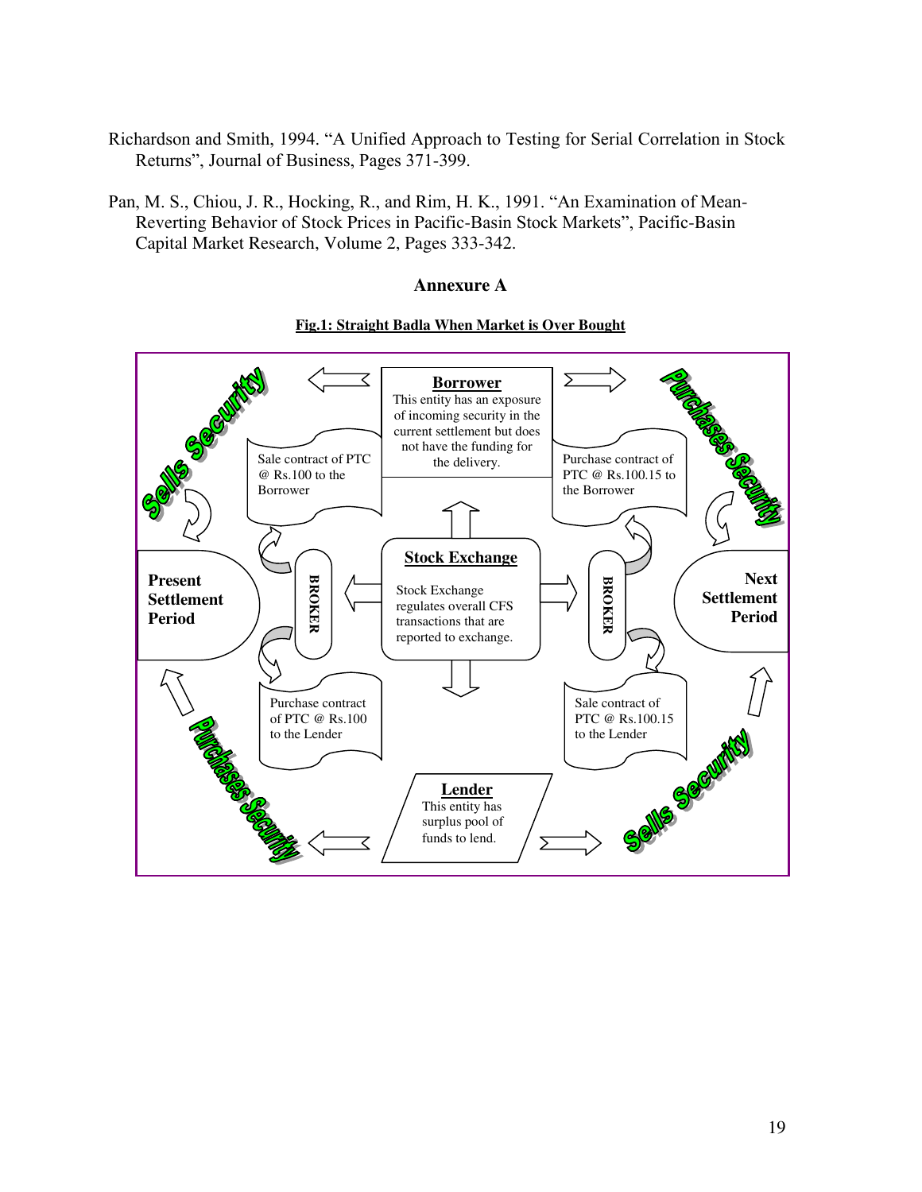Richardson and Smith, 1994. "A Unified Approach to Testing for Serial Correlation in Stock Returns", Journal of Business, Pages 371-399.

Pan, M. S., Chiou, J. R., Hocking, R., and Rim, H. K., 1991. "An Examination of Mean-Reverting Behavior of Stock Prices in Pacific-Basin Stock Markets", Pacific-Basin Capital Market Research, Volume 2, Pages 333-342.

## Annexure A

**Fig.1: Straight Badla When Market is Over Bought**

**Borrower**
This entity has an exposure of incoming security in the current settlement but does not have the funding for the delivery.

Sells Security

Purchases Security

Sale contract of PTC @ Rs.100 to the Borrower

Purchase contract of PTC @ Rs.100.15 to the Borrower

**Present Settlement Period**

BROKER

**Stock Exchange**
Stock Exchange regulates overall CFS transactions that are reported to exchange.

BROKER

**Next Settlement Period**

Purchase contract of PTC @ Rs.100 to the Lender

Sale contract of PTC @ Rs.100.15 to the Lender

Purchases Security

Sells Security

**Lender**
This entity has surplus pool of funds to lend.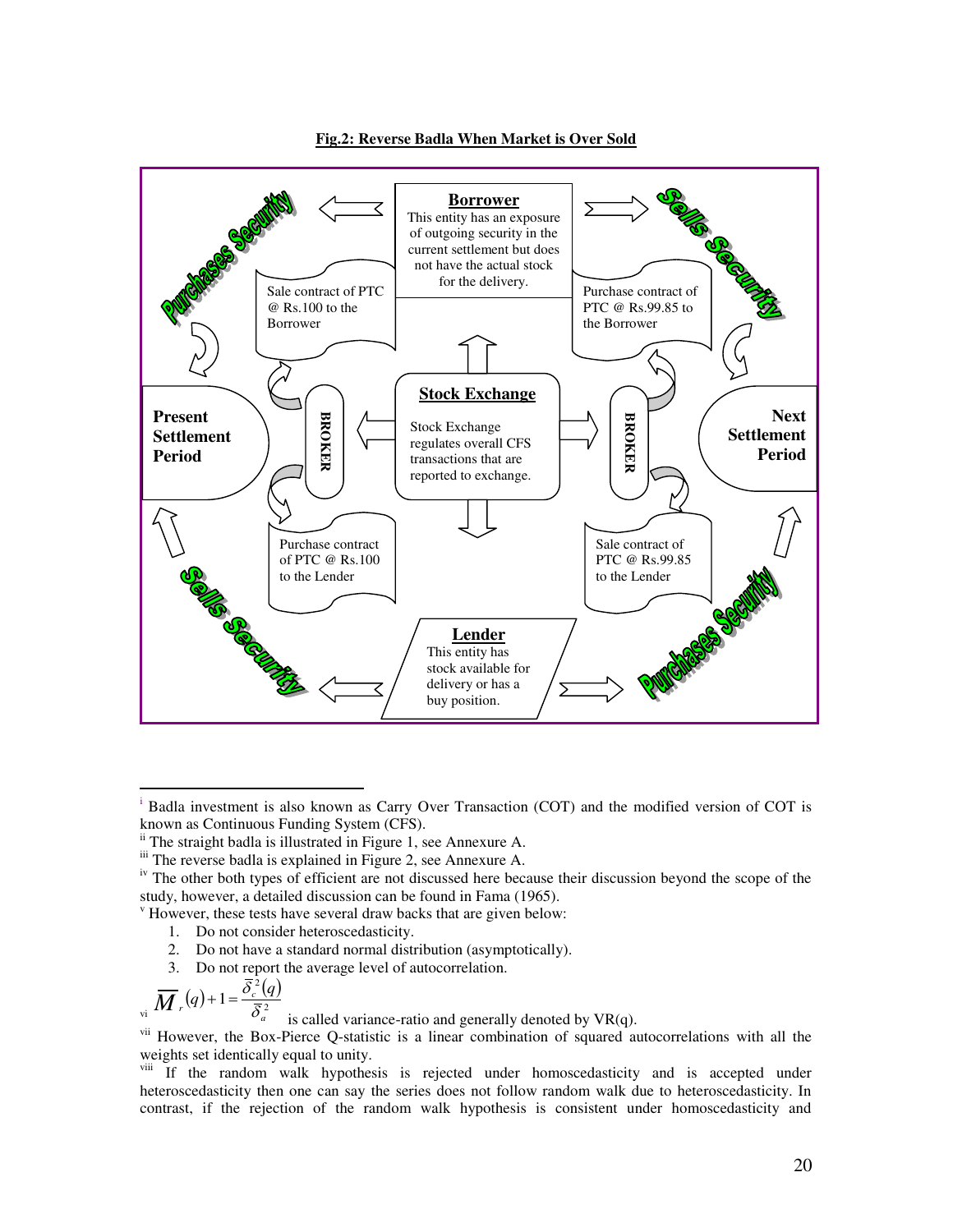**Fig.2: Reverse Badla When Market is Over Sold**

**Borrower**
This entity has an exposure of outgoing security in the current settlement but does not have the actual stock for the delivery.

Purchases Security

Sells Security

Sale contract of PTC @ Rs.100 to the Borrower

Purchase contract of PTC @ Rs.99.85 to the Borrower

**Present Settlement Period**

BROKER

**Stock Exchange**
Stock Exchange regulates overall CFS transactions that are reported to exchange.

BROKER

**Next Settlement Period**

Purchase contract of PTC @ Rs.100 to the Lender

Sale contract of PTC @ Rs.99.85 to the Lender

Sells Security

Purchases Security

**Lender**
This entity has stock available for delivery or has a buy position.

---

[i] Badla investment is also known as Carry Over Transaction (COT) and the modified version of COT is known as Continuous Funding System (CFS).

[ii] The straight badla is illustrated in Figure 1, see Annexure A.

[iii] The reverse badla is explained in Figure 2, see Annexure A.

[iv] The other both types of efficient are not discussed here because their discussion beyond the scope of the study, however, a detailed discussion can be found in Fama (1965).

[v] However, these tests have several draw backs that are given below:

1. Do not consider heteroscedasticity.
2. Do not have a standard normal distribution (asymptotically).
3. Do not report the average level of autocorrelation.

[vi] $\overline{M}_r(q)+1=\dfrac{\overline{\delta}_c^{\,2}(q)}{\overline{\delta}_a^{\,2}}$ is called variance-ratio and generally denoted by VR(q).

[vii] However, the Box-Pierce Q-statistic is a linear combination of squared autocorrelations with all the weights set identically equal to unity.

[viii] If the random walk hypothesis is rejected under homoscedasticity and is accepted under heteroscedasticity then one can say the series does not follow random walk due to heteroscedasticity. In contrast, if the rejection of the random walk hypothesis is consistent under homoscedasticity and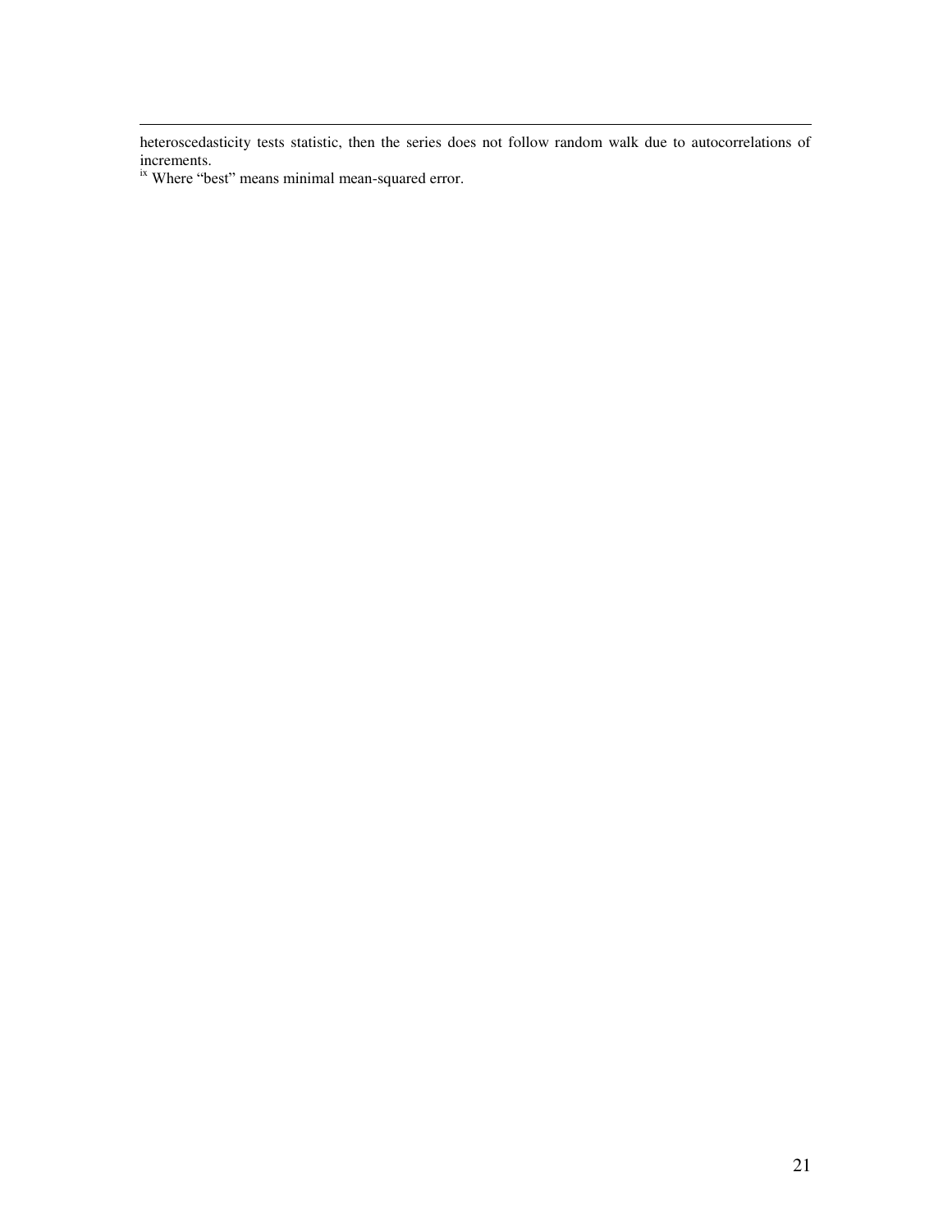heteroscedasticity tests statistic, then the series does not follow random walk due to autocorrelations of increments.

[ix] Where “best” means minimal mean-squared error.